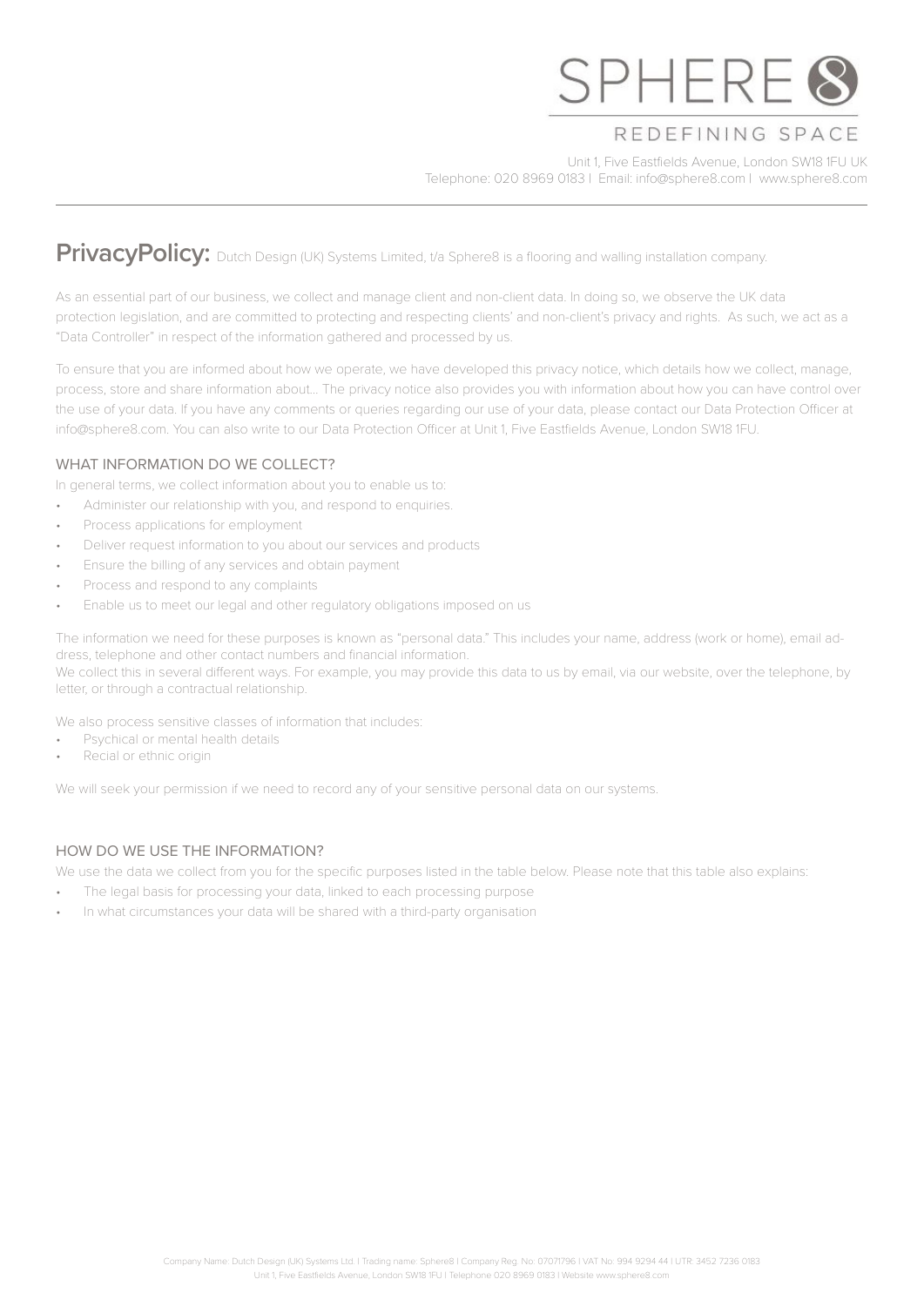SPHERE 8

REDEFINING SPACE

Unit 1, Five Eastfields Avenue, London SW18 1FU UK
Telephone: 020 8969 0183 | Email: info@sphere8.com | www.sphere8.com

# PrivacyPolicy:

Dutch Design (UK) Systems Limited, t/a Sphere8 is a flooring and walling installation company.

As an essential part of our business, we collect and manage client and non-client data. In doing so, we observe the UK data protection legislation, and are committed to protecting and respecting clients' and non-client's privacy and rights. As such, we act as a "Data Controller" in respect of the information gathered and processed by us.

To ensure that you are informed about how we operate, we have developed this privacy notice, which details how we collect, manage, process, store and share information about... The privacy notice also provides you with information about how you can have control over the use of your data. If you have any comments or queries regarding our use of your data, please contact our Data Protection Officer at info@sphere8.com. You can also write to our Data Protection Officer at Unit 1, Five Eastfields Avenue, London SW18 1FU.

## WHAT INFORMATION DO WE COLLECT?

In general terms, we collect information about you to enable us to:

- Administer our relationship with you, and respond to enquiries.
- Process applications for employment
- Deliver request information to you about our services and products
- Ensure the billing of any services and obtain payment
- Process and respond to any complaints
- Enable us to meet our legal and other regulatory obligations imposed on us

The information we need for these purposes is known as "personal data." This includes your name, address (work or home), email address, telephone and other contact numbers and financial information.
We collect this in several different ways. For example, you may provide this data to us by email, via our website, over the telephone, by letter, or through a contractual relationship.

We also process sensitive classes of information that includes:

- Psychical or mental health details
- Recial or ethnic origin

We will seek your permission if we need to record any of your sensitive personal data on our systems.

## HOW DO WE USE THE INFORMATION?

We use the data we collect from you for the specific purposes listed in the table below. Please note that this table also explains:

- The legal basis for processing your data, linked to each processing purpose
- In what circumstances your data will be shared with a third-party organisation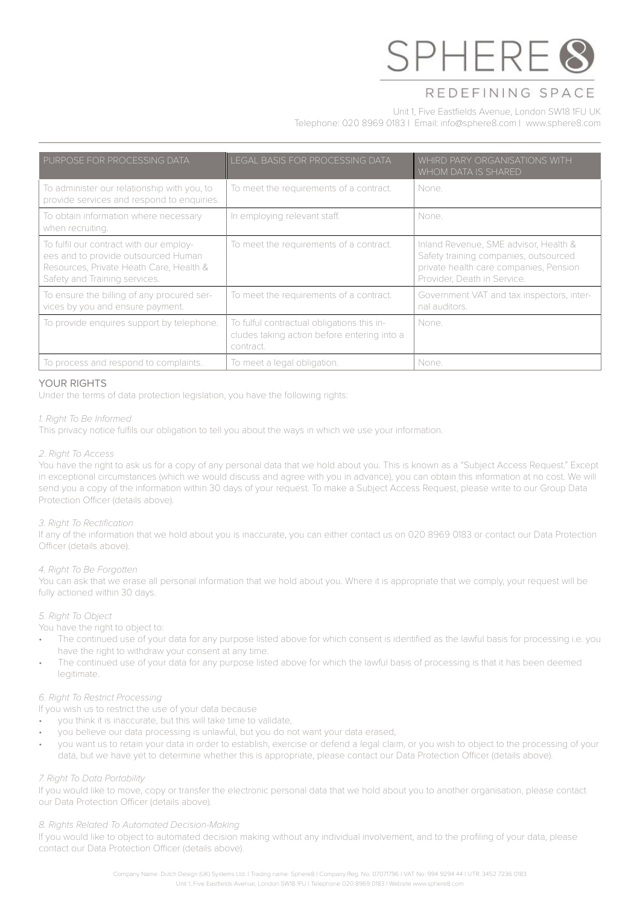| PURPOSE FOR PROCESSING DATA | LEGAL BASIS FOR PROCESSING DATA | WHIRD PARY ORGANISATIONS WITH WHOM DATA IS SHARED |
| --- | --- | --- |
| To administer our relationship with you, to provide services and respond to enquiries. | To meet the requirements of a contract. | None. |
| To obtain information where necessary when recruiting. | In employing relevant staff. | None. |
| To fulfil our contract with our employees and to provide outsourced Human Resources, Private Heath Care, Health & Safety and Training services. | To meet the requirements of a contract. | Inland Revenue, SME advisor, Health & Safety training companies, outsourced private health care companies, Pension Provider, Death in Service. |
| To ensure the billing of any procured services by you and ensure payment. | To meet the requirements of a contract. | Government VAT and tax inspectors, internal auditors. |
| To provide enquires support by telephone. | To fulful contractual obligations this includes taking action before entering into a contract. | None. |
| To process and respond to complaints. | To meet a legal obligation. | None. |

## YOUR RIGHTS

Under the terms of data protection legislation, you have the following rights:

*1. Right To Be Informed*

This privacy notice fulfils our obligation to tell you about the ways in which we use your information.

*2. Right To Access*

You have the right to ask us for a copy of any personal data that we hold about you. This is known as a "Subject Access Request." Except in exceptional circumstances (which we would discuss and agree with you in advance), you can obtain this information at no cost. We will send you a copy of the information within 30 days of your request. To make a Subject Access Request, please write to our Group Data Protection Officer (details above).

*3. Right To Rectification*

If any of the information that we hold about you is inaccurate, you can either contact us on 020 8969 0183 or contact our Data Protection Officer (details above).

*4. Right To Be Forgotten*

You can ask that we erase all personal information that we hold about you. Where it is appropriate that we comply, your request will be fully actioned within 30 days.

*5. Right To Object*

You have the right to object to:

- The continued use of your data for any purpose listed above for which consent is identified as the lawful basis for processing i.e. you have the right to withdraw your consent at any time.
- The continued use of your data for any purpose listed above for which the lawful basis of processing is that it has been deemed legitimate.

*6. Right To Restrict Processing*

If you wish us to restrict the use of your data because

- you think it is inaccurate, but this will take time to validate,
- you believe our data processing is unlawful, but you do not want your data erased,
- you want us to retain your data in order to establish, exercise or defend a legal claim, or you wish to object to the processing of your data, but we have yet to determine whether this is appropriate, please contact our Data Protection Officer (details above).

*7. Right To Data Portability*

If you would like to move, copy or transfer the electronic personal data that we hold about you to another organisation, please contact our Data Protection Officer (details above).

*8. Rights Related To Automated Decision-Making*

If you would like to object to automated decision making without any individual involvement, and to the profiling of your data, please contact our Data Protection Officer (details above).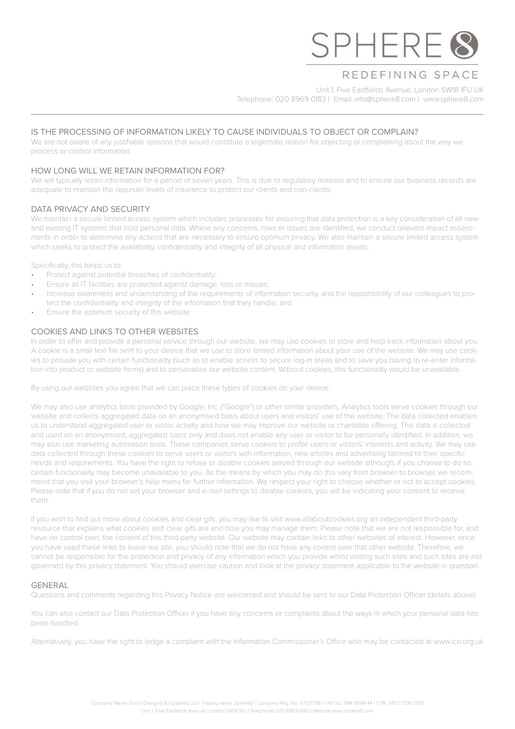## IS THE PROCESSING OF INFORMATION LIKELY TO CAUSE INDIVIDUALS TO OBJECT OR COMPLAIN?

We are not aware of any justifiable reasons that would constitute a legitimate reason for objecting or complaining about the way we process or control information.

## HOW LONG WILL WE RETAIN INFORMATION FOR?

We will typically retain information for a period of seven years. This is due to regulatory reasons and to ensure our business records are adequate to maintain the requisite levels of insurance to protect our clients and non-clients.

## DATA PRIVACY AND SECURITY

We maintain a secure limited access system which includes processes for ensuring that data protection is a key consideration of all new and existing IT systems that hold personal data. Where any concerns, risks or issues are identified, we conduct relevant impact assessments in order to determine any actions that are necessary to ensure optimum privacy. We also maintain a secure limited access system which seeks to protect the availability, confidentiality and integrity of all physical and information assets.

Specifically, this helps us to:

- Protect against potential breaches of confidentiality;
- Ensure all IT facilities are protected against damage, loss or misuse;
- Increase awareness and understanding of the requirements of information security, and the responsibility of our colleagues to protect the confidentiality and integrity of the information that they handle; and
- Ensure the optimum security of this website

## COOKIES AND LINKS TO OTHER WEBSITES

In order to offer and provide a personal service through our website, we may use cookies to store and help track information about you. A cookie is a small text file sent to your device that we use to store limited information about your use of the website. We may use cookies to provide you with certain functionality (such as to enable access to secure log-in areas and to save you having to re-enter information into product or website forms) and to personalize our website content. Without cookies, this functionality would be unavailable.

By using our websites you agree that we can place these types of cookies on your device.

We may also use analytics tools provided by Google, Inc. ("Google") or other similar providers. Analytics tools serve cookies through our website and collects aggregated data on an anonymised basis about users and visitors' use of the website. The data collected enables us to understand aggregated user or visitor activity and how we may improve our website or charitable offering. This data is collected and used on an anonymised, aggregated basis only and does not enable any user or visitor to be personally identified. In addition, we may also use marketing automation tools. These companies serve cookies to profile users or visitors' interests and activity. We may use data collected through these cookies to serve users or visitors with information, new articles and advertising tailored to their specific needs and requirements. You have the right to refuse or disable cookies served through our website although, if you choose to do so, certain functionality may become unavailable to you. As the means by which you may do this vary from browser to browser, we recommend that you visit your browser's help menu for further information. We respect your right to choose whether or not to accept cookies. Please note that if you do not set your browser and e-mail settings to disable cookies, you will be indicating your consent to receive them.

If you wish to find out more about cookies and clear gifs, you may like to visit www.allaboutcookies.org an independent third-party resource that explains what cookies and clear gifs are and how you may manage them. Please note that we are not responsible for, and have no control over, the content of this third-party website. Our website may contain links to other websites of interest. However, once you have used these links to leave our site, you should note that we do not have any control over that other website. Therefore, we cannot be responsible for the protection and privacy of any information which you provide whilst visiting such sites and such sites are not governed by this privacy statement. You should exercise caution and look at the privacy statement applicable to the website in question.

## GENERAL

Questions and comments regarding this Privacy Notice are welcomed and should be sent to our Data Protection Officer (details above).

You can also contact our Data Protection Officer if you have any concerns or complaints about the ways in which your personal data has been handled.

Alternatively, you have the right to lodge a complaint with the Information Commissioner's Office who may be contacted at www.ico.org.uk